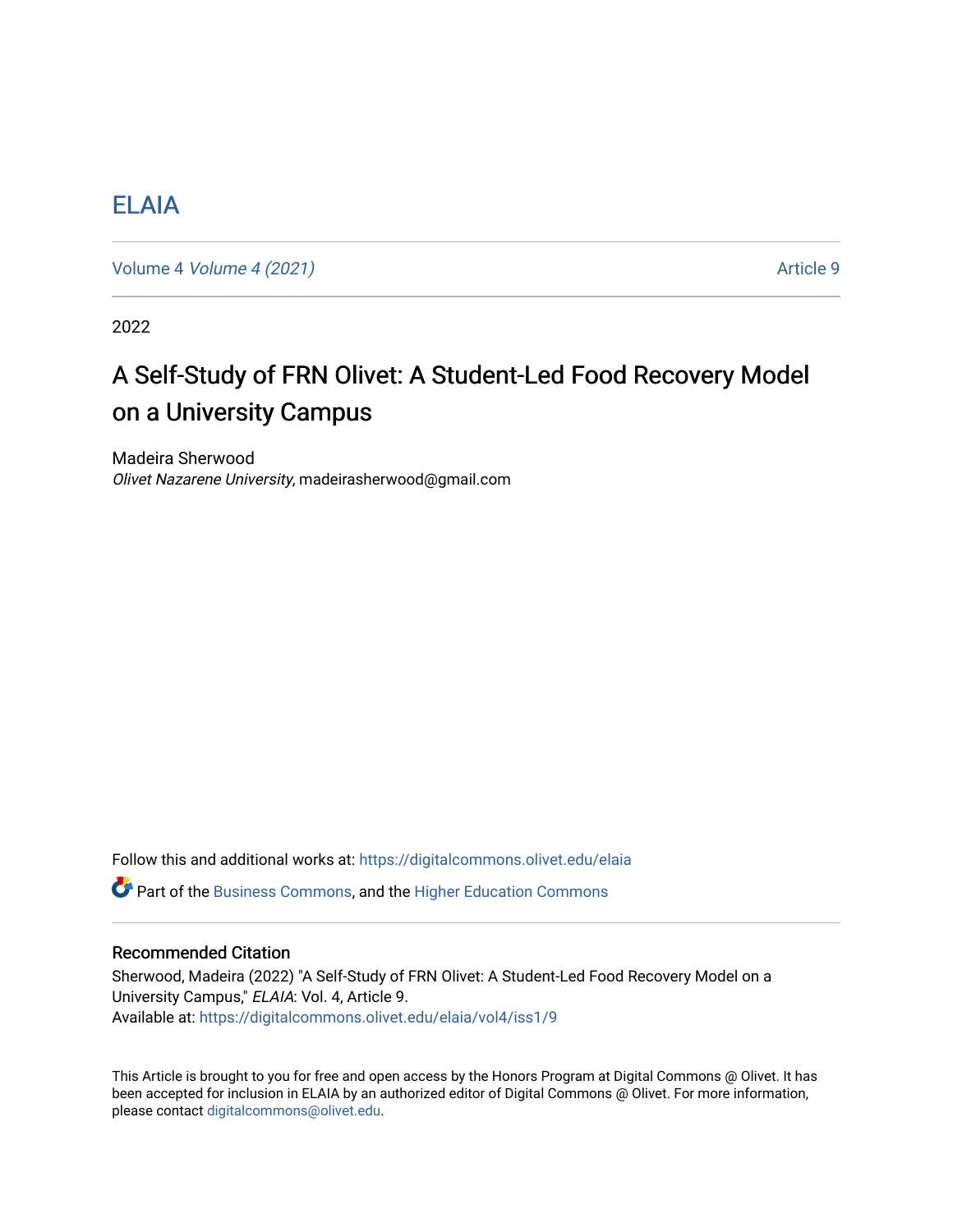# ELAIA

Volume 4 *Volume 4 (2021)* Article 9

2022

## A Self-Study of FRN Olivet: A Student-Led Food Recovery Model on a University Campus

Madeira Sherwood
*Olivet Nazarene University*, madeirasherwood@gmail.com

Follow this and additional works at: https://digitalcommons.olivet.edu/elaia

Part of the Business Commons, and the Higher Education Commons

### Recommended Citation

Sherwood, Madeira (2022) "A Self-Study of FRN Olivet: A Student-Led Food Recovery Model on a University Campus," *ELAIA*: Vol. 4, Article 9.
Available at: https://digitalcommons.olivet.edu/elaia/vol4/iss1/9

This Article is brought to you for free and open access by the Honors Program at Digital Commons @ Olivet. It has been accepted for inclusion in ELAIA by an authorized editor of Digital Commons @ Olivet. For more information, please contact digitalcommons@olivet.edu.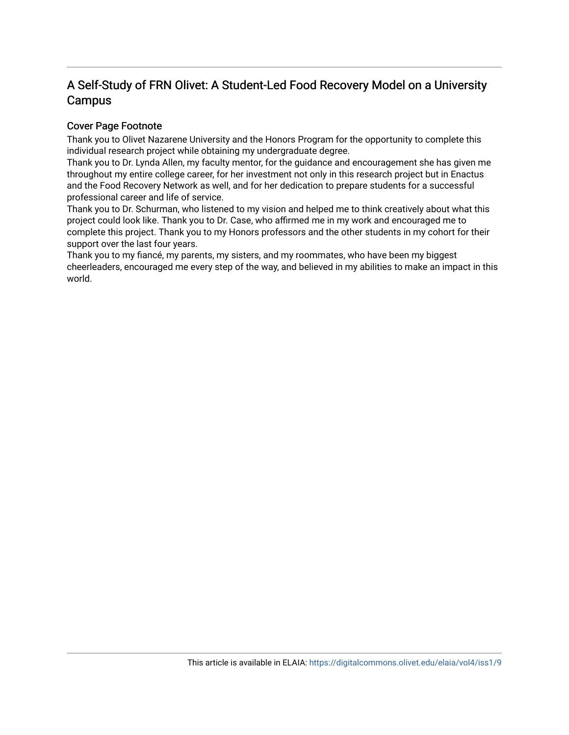## A Self-Study of FRN Olivet: A Student-Led Food Recovery Model on a University Campus

### Cover Page Footnote

Thank you to Olivet Nazarene University and the Honors Program for the opportunity to complete this individual research project while obtaining my undergraduate degree.

Thank you to Dr. Lynda Allen, my faculty mentor, for the guidance and encouragement she has given me throughout my entire college career, for her investment not only in this research project but in Enactus and the Food Recovery Network as well, and for her dedication to prepare students for a successful professional career and life of service.

Thank you to Dr. Schurman, who listened to my vision and helped me to think creatively about what this project could look like. Thank you to Dr. Case, who affirmed me in my work and encouraged me to complete this project. Thank you to my Honors professors and the other students in my cohort for their support over the last four years.

Thank you to my fiancé, my parents, my sisters, and my roommates, who have been my biggest cheerleaders, encouraged me every step of the way, and believed in my abilities to make an impact in this world.

This article is available in ELAIA: https://digitalcommons.olivet.edu/elaia/vol4/iss1/9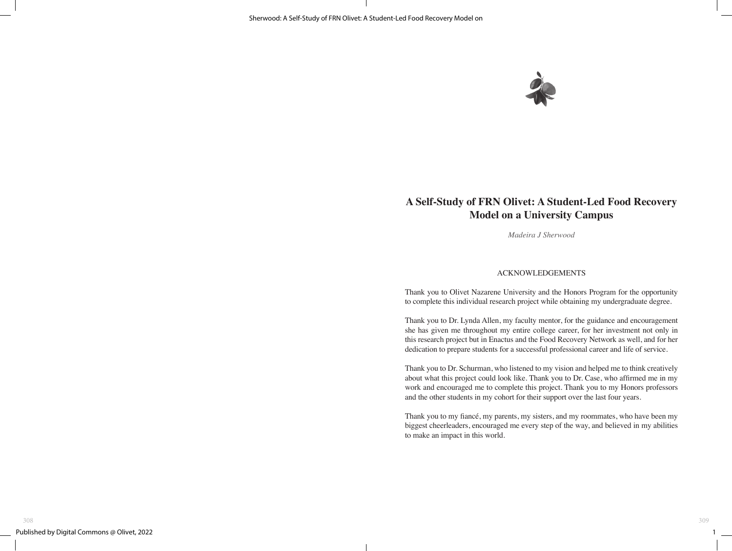# A Self-Study of FRN Olivet: A Student-Led Food Recovery Model on a University Campus

*Madeira J Sherwood*

## ACKNOWLEDGEMENTS

Thank you to Olivet Nazarene University and the Honors Program for the opportunity to complete this individual research project while obtaining my undergraduate degree.

Thank you to Dr. Lynda Allen, my faculty mentor, for the guidance and encouragement she has given me throughout my entire college career, for her investment not only in this research project but in Enactus and the Food Recovery Network as well, and for her dedication to prepare students for a successful professional career and life of service.

Thank you to Dr. Schurman, who listened to my vision and helped me to think creatively about what this project could look like. Thank you to Dr. Case, who affirmed me in my work and encouraged me to complete this project. Thank you to my Honors professors and the other students in my cohort for their support over the last four years.

Thank you to my fiancé, my parents, my sisters, and my roommates, who have been my biggest cheerleaders, encouraged me every step of the way, and believed in my abilities to make an impact in this world.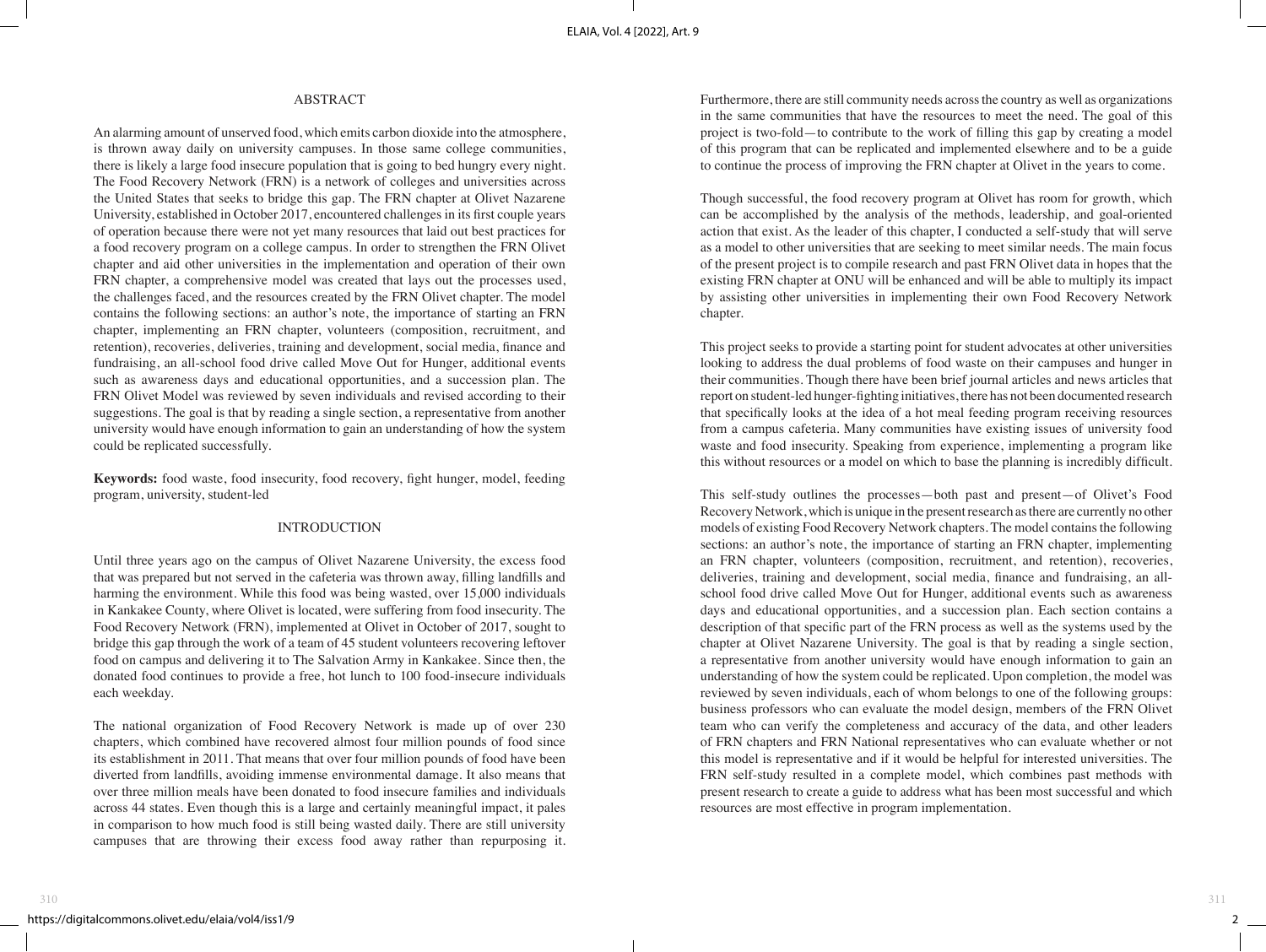## ABSTRACT

An alarming amount of unserved food, which emits carbon dioxide into the atmosphere, is thrown away daily on university campuses. In those same college communities, there is likely a large food insecure population that is going to bed hungry every night. The Food Recovery Network (FRN) is a network of colleges and universities across the United States that seeks to bridge this gap. The FRN chapter at Olivet Nazarene University, established in October 2017, encountered challenges in its first couple years of operation because there were not yet many resources that laid out best practices for a food recovery program on a college campus. In order to strengthen the FRN Olivet chapter and aid other universities in the implementation and operation of their own FRN chapter, a comprehensive model was created that lays out the processes used, the challenges faced, and the resources created by the FRN Olivet chapter. The model contains the following sections: an author's note, the importance of starting an FRN chapter, implementing an FRN chapter, volunteers (composition, recruitment, and retention), recoveries, deliveries, training and development, social media, finance and fundraising, an all-school food drive called Move Out for Hunger, additional events such as awareness days and educational opportunities, and a succession plan. The FRN Olivet Model was reviewed by seven individuals and revised according to their suggestions. The goal is that by reading a single section, a representative from another university would have enough information to gain an understanding of how the system could be replicated successfully.

**Keywords:** food waste, food insecurity, food recovery, fight hunger, model, feeding program, university, student-led

## INTRODUCTION

Until three years ago on the campus of Olivet Nazarene University, the excess food that was prepared but not served in the cafeteria was thrown away, filling landfills and harming the environment. While this food was being wasted, over 15,000 individuals in Kankakee County, where Olivet is located, were suffering from food insecurity. The Food Recovery Network (FRN), implemented at Olivet in October of 2017, sought to bridge this gap through the work of a team of 45 student volunteers recovering leftover food on campus and delivering it to The Salvation Army in Kankakee. Since then, the donated food continues to provide a free, hot lunch to 100 food-insecure individuals each weekday.

The national organization of Food Recovery Network is made up of over 230 chapters, which combined have recovered almost four million pounds of food since its establishment in 2011. That means that over four million pounds of food have been diverted from landfills, avoiding immense environmental damage. It also means that over three million meals have been donated to food insecure families and individuals across 44 states. Even though this is a large and certainly meaningful impact, it pales in comparison to how much food is still being wasted daily. There are still university campuses that are throwing their excess food away rather than repurposing it. Furthermore, there are still community needs across the country as well as organizations in the same communities that have the resources to meet the need. The goal of this project is two-fold—to contribute to the work of filling this gap by creating a model of this program that can be replicated and implemented elsewhere and to be a guide to continue the process of improving the FRN chapter at Olivet in the years to come.

Though successful, the food recovery program at Olivet has room for growth, which can be accomplished by the analysis of the methods, leadership, and goal-oriented action that exist. As the leader of this chapter, I conducted a self-study that will serve as a model to other universities that are seeking to meet similar needs. The main focus of the present project is to compile research and past FRN Olivet data in hopes that the existing FRN chapter at ONU will be enhanced and will be able to multiply its impact by assisting other universities in implementing their own Food Recovery Network chapter.

This project seeks to provide a starting point for student advocates at other universities looking to address the dual problems of food waste on their campuses and hunger in their communities. Though there have been brief journal articles and news articles that report on student-led hunger-fighting initiatives, there has not been documented research that specifically looks at the idea of a hot meal feeding program receiving resources from a campus cafeteria. Many communities have existing issues of university food waste and food insecurity. Speaking from experience, implementing a program like this without resources or a model on which to base the planning is incredibly difficult.

This self-study outlines the processes—both past and present—of Olivet's Food Recovery Network, which is unique in the present research as there are currently no other models of existing Food Recovery Network chapters. The model contains the following sections: an author's note, the importance of starting an FRN chapter, implementing an FRN chapter, volunteers (composition, recruitment, and retention), recoveries, deliveries, training and development, social media, finance and fundraising, an all-school food drive called Move Out for Hunger, additional events such as awareness days and educational opportunities, and a succession plan. Each section contains a description of that specific part of the FRN process as well as the systems used by the chapter at Olivet Nazarene University. The goal is that by reading a single section, a representative from another university would have enough information to gain an understanding of how the system could be replicated. Upon completion, the model was reviewed by seven individuals, each of whom belongs to one of the following groups: business professors who can evaluate the model design, members of the FRN Olivet team who can verify the completeness and accuracy of the data, and other leaders of FRN chapters and FRN National representatives who can evaluate whether or not this model is representative and if it would be helpful for interested universities. The FRN self-study resulted in a complete model, which combines past methods with present research to create a guide to address what has been most successful and which resources are most effective in program implementation.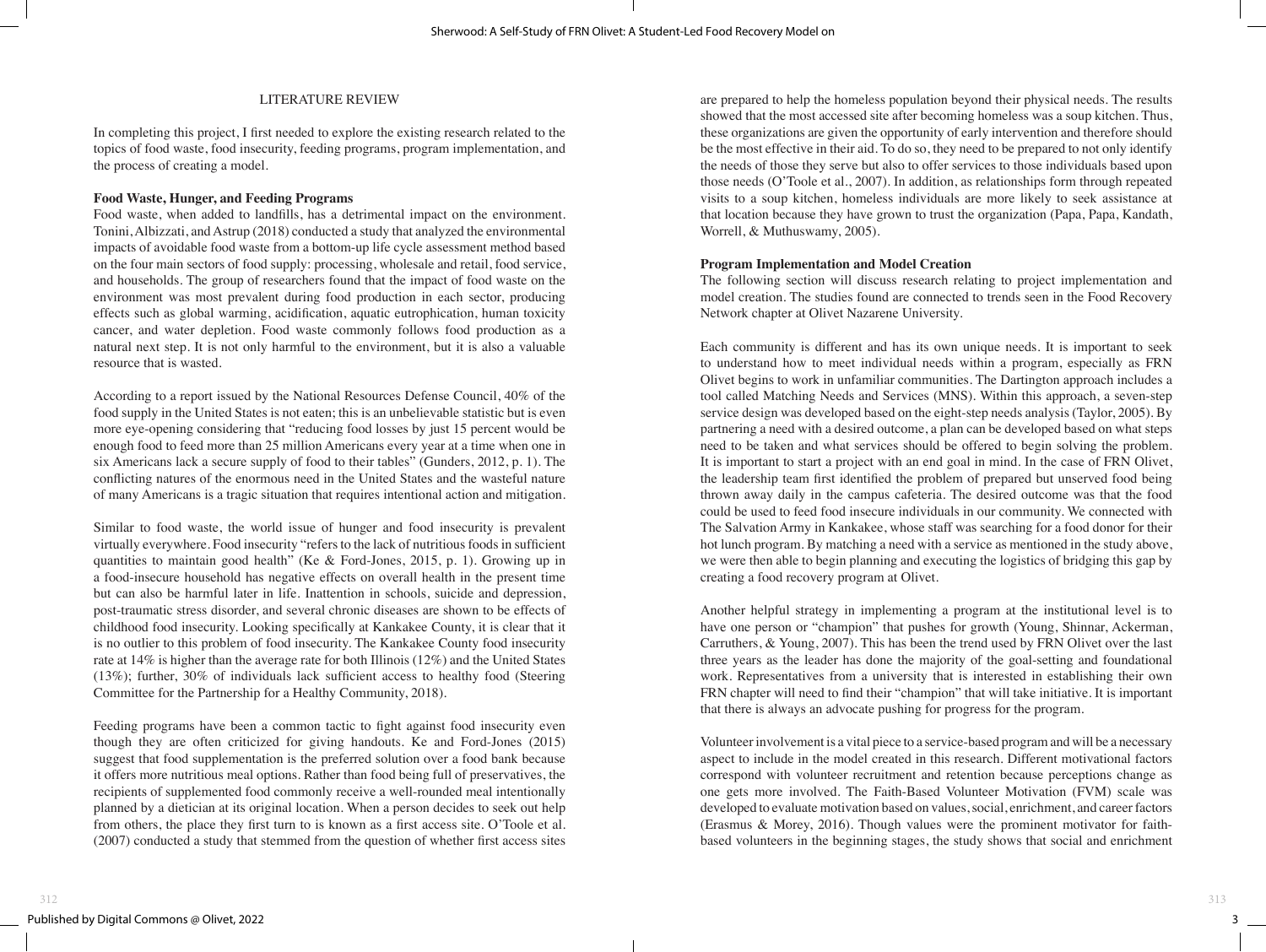## LITERATURE REVIEW

In completing this project, I first needed to explore the existing research related to the topics of food waste, food insecurity, feeding programs, program implementation, and the process of creating a model.

### Food Waste, Hunger, and Feeding Programs

Food waste, when added to landfills, has a detrimental impact on the environment. Tonini, Albizzati, and Astrup (2018) conducted a study that analyzed the environmental impacts of avoidable food waste from a bottom-up life cycle assessment method based on the four main sectors of food supply: processing, wholesale and retail, food service, and households. The group of researchers found that the impact of food waste on the environment was most prevalent during food production in each sector, producing effects such as global warming, acidification, aquatic eutrophication, human toxicity cancer, and water depletion. Food waste commonly follows food production as a natural next step. It is not only harmful to the environment, but it is also a valuable resource that is wasted.

According to a report issued by the National Resources Defense Council, 40% of the food supply in the United States is not eaten; this is an unbelievable statistic but is even more eye-opening considering that "reducing food losses by just 15 percent would be enough food to feed more than 25 million Americans every year at a time when one in six Americans lack a secure supply of food to their tables" (Gunders, 2012, p. 1). The conflicting natures of the enormous need in the United States and the wasteful nature of many Americans is a tragic situation that requires intentional action and mitigation.

Similar to food waste, the world issue of hunger and food insecurity is prevalent virtually everywhere. Food insecurity "refers to the lack of nutritious foods in sufficient quantities to maintain good health" (Ke & Ford-Jones, 2015, p. 1). Growing up in a food-insecure household has negative effects on overall health in the present time but can also be harmful later in life. Inattention in schools, suicide and depression, post-traumatic stress disorder, and several chronic diseases are shown to be effects of childhood food insecurity. Looking specifically at Kankakee County, it is clear that it is no outlier to this problem of food insecurity. The Kankakee County food insecurity rate at 14% is higher than the average rate for both Illinois (12%) and the United States (13%); further, 30% of individuals lack sufficient access to healthy food (Steering Committee for the Partnership for a Healthy Community, 2018).

Feeding programs have been a common tactic to fight against food insecurity even though they are often criticized for giving handouts. Ke and Ford-Jones (2015) suggest that food supplementation is the preferred solution over a food bank because it offers more nutritious meal options. Rather than food being full of preservatives, the recipients of supplemented food commonly receive a well-rounded meal intentionally planned by a dietician at its original location. When a person decides to seek out help from others, the place they first turn to is known as a first access site. O'Toole et al. (2007) conducted a study that stemmed from the question of whether first access sites are prepared to help the homeless population beyond their physical needs. The results showed that the most accessed site after becoming homeless was a soup kitchen. Thus, these organizations are given the opportunity of early intervention and therefore should be the most effective in their aid. To do so, they need to be prepared to not only identify the needs of those they serve but also to offer services to those individuals based upon those needs (O'Toole et al., 2007). In addition, as relationships form through repeated visits to a soup kitchen, homeless individuals are more likely to seek assistance at that location because they have grown to trust the organization (Papa, Papa, Kandath, Worrell, & Muthuswamy, 2005).

### Program Implementation and Model Creation

The following section will discuss research relating to project implementation and model creation. The studies found are connected to trends seen in the Food Recovery Network chapter at Olivet Nazarene University.

Each community is different and has its own unique needs. It is important to seek to understand how to meet individual needs within a program, especially as FRN Olivet begins to work in unfamiliar communities. The Dartington approach includes a tool called Matching Needs and Services (MNS). Within this approach, a seven-step service design was developed based on the eight-step needs analysis (Taylor, 2005). By partnering a need with a desired outcome, a plan can be developed based on what steps need to be taken and what services should be offered to begin solving the problem. It is important to start a project with an end goal in mind. In the case of FRN Olivet, the leadership team first identified the problem of prepared but unserved food being thrown away daily in the campus cafeteria. The desired outcome was that the food could be used to feed food insecure individuals in our community. We connected with The Salvation Army in Kankakee, whose staff was searching for a food donor for their hot lunch program. By matching a need with a service as mentioned in the study above, we were then able to begin planning and executing the logistics of bridging this gap by creating a food recovery program at Olivet.

Another helpful strategy in implementing a program at the institutional level is to have one person or "champion" that pushes for growth (Young, Shinnar, Ackerman, Carruthers, & Young, 2007). This has been the trend used by FRN Olivet over the last three years as the leader has done the majority of the goal-setting and foundational work. Representatives from a university that is interested in establishing their own FRN chapter will need to find their "champion" that will take initiative. It is important that there is always an advocate pushing for progress for the program.

Volunteer involvement is a vital piece to a service-based program and will be a necessary aspect to include in the model created in this research. Different motivational factors correspond with volunteer recruitment and retention because perceptions change as one gets more involved. The Faith-Based Volunteer Motivation (FVM) scale was developed to evaluate motivation based on values, social, enrichment, and career factors (Erasmus & Morey, 2016). Though values were the prominent motivator for faith-based volunteers in the beginning stages, the study shows that social and enrichment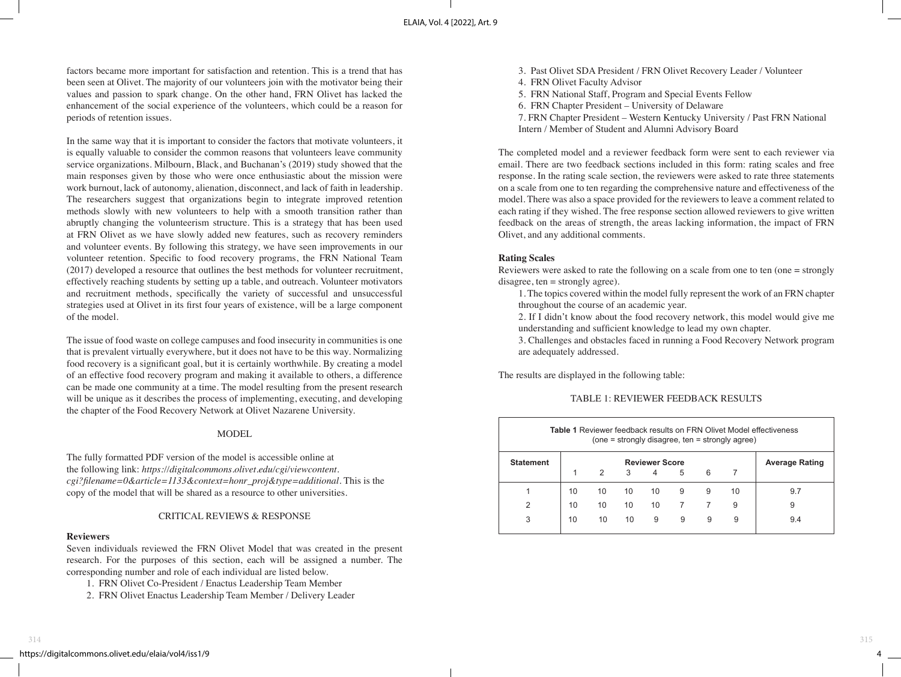factors became more important for satisfaction and retention. This is a trend that has been seen at Olivet. The majority of our volunteers join with the motivator being their values and passion to spark change. On the other hand, FRN Olivet has lacked the enhancement of the social experience of the volunteers, which could be a reason for periods of retention issues.

In the same way that it is important to consider the factors that motivate volunteers, it is equally valuable to consider the common reasons that volunteers leave community service organizations. Milbourn, Black, and Buchanan's (2019) study showed that the main responses given by those who were once enthusiastic about the mission were work burnout, lack of autonomy, alienation, disconnect, and lack of faith in leadership. The researchers suggest that organizations begin to integrate improved retention methods slowly with new volunteers to help with a smooth transition rather than abruptly changing the volunteerism structure. This is a strategy that has been used at FRN Olivet as we have slowly added new features, such as recovery reminders and volunteer events. By following this strategy, we have seen improvements in our volunteer retention. Specific to food recovery programs, the FRN National Team (2017) developed a resource that outlines the best methods for volunteer recruitment, effectively reaching students by setting up a table, and outreach. Volunteer motivators and recruitment methods, specifically the variety of successful and unsuccessful strategies used at Olivet in its first four years of existence, will be a large component of the model.

The issue of food waste on college campuses and food insecurity in communities is one that is prevalent virtually everywhere, but it does not have to be this way. Normalizing food recovery is a significant goal, but it is certainly worthwhile. By creating a model of an effective food recovery program and making it available to others, a difference can be made one community at a time. The model resulting from the present research will be unique as it describes the process of implementing, executing, and developing the chapter of the Food Recovery Network at Olivet Nazarene University.

## MODEL

The fully formatted PDF version of the model is accessible online at the following link: *https://digitalcommons.olivet.edu/cgi/viewcontent.cgi?filename=0&article=1133&context=honr_proj&type=additional*. This is the copy of the model that will be shared as a resource to other universities.

## CRITICAL REVIEWS & RESPONSE

### Reviewers

Seven individuals reviewed the FRN Olivet Model that was created in the present research. For the purposes of this section, each will be assigned a number. The corresponding number and role of each individual are listed below.

1. FRN Olivet Co-President / Enactus Leadership Team Member
2. FRN Olivet Enactus Leadership Team Member / Delivery Leader
3. Past Olivet SDA President / FRN Olivet Recovery Leader / Volunteer
4. FRN Olivet Faculty Advisor
5. FRN National Staff, Program and Special Events Fellow
6. FRN Chapter President – University of Delaware
7. FRN Chapter President – Western Kentucky University / Past FRN National Intern / Member of Student and Alumni Advisory Board

The completed model and a reviewer feedback form were sent to each reviewer via email. There are two feedback sections included in this form: rating scales and free response. In the rating scale section, the reviewers were asked to rate three statements on a scale from one to ten regarding the comprehensive nature and effectiveness of the model. There was also a space provided for the reviewers to leave a comment related to each rating if they wished. The free response section allowed reviewers to give written feedback on the areas of strength, the areas lacking information, the impact of FRN Olivet, and any additional comments.

### Rating Scales

Reviewers were asked to rate the following on a scale from one to ten (one = strongly disagree, ten = strongly agree).

1. The topics covered within the model fully represent the work of an FRN chapter throughout the course of an academic year.
2. If I didn't know about the food recovery network, this model would give me understanding and sufficient knowledge to lead my own chapter.
3. Challenges and obstacles faced in running a Food Recovery Network program are adequately addressed.

The results are displayed in the following table:

TABLE 1: REVIEWER FEEDBACK RESULTS

**Table 1** Reviewer feedback results on FRN Olivet Model effectiveness (one = strongly disagree, ten = strongly agree)

| Statement | Reviewer Score | | | | | | | Average Rating |
|---|---|---|---|---|---|---|---|---|
| | 1 | 2 | 3 | 4 | 5 | 6 | 7 | |
| 1 | 10 | 10 | 10 | 10 | 9 | 9 | 10 | 9.7 |
| 2 | 10 | 10 | 10 | 10 | 7 | 7 | 9 | 9 |
| 3 | 10 | 10 | 10 | 9 | 9 | 9 | 9 | 9.4 |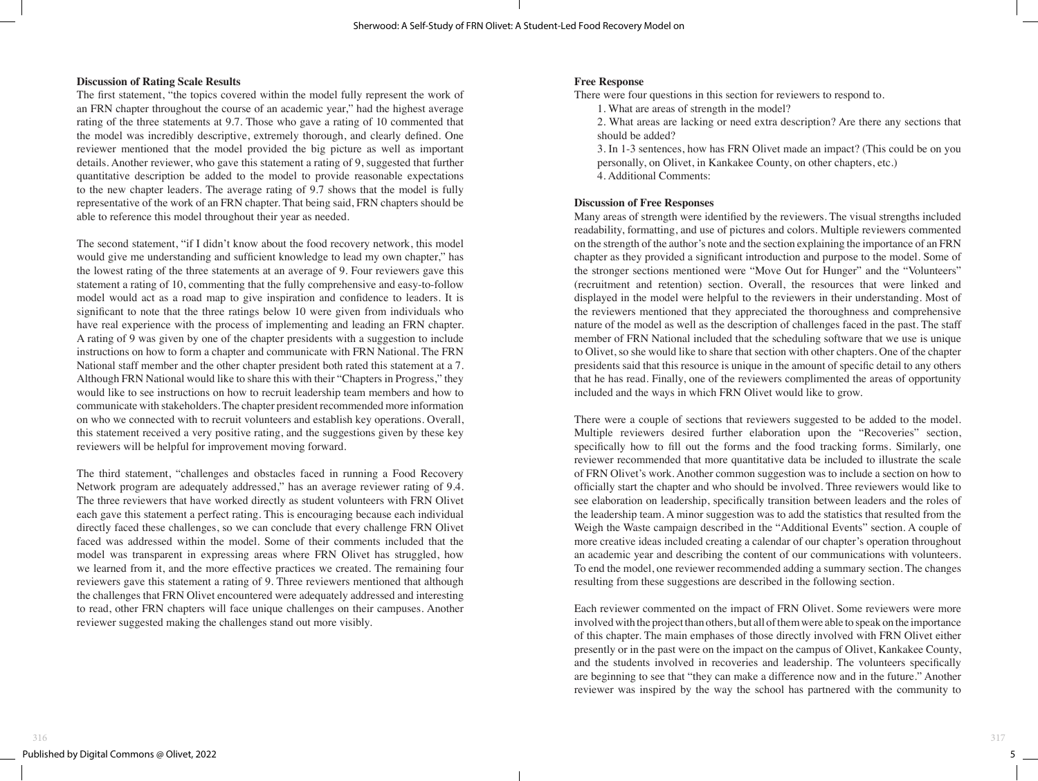### Discussion of Rating Scale Results

The first statement, "the topics covered within the model fully represent the work of an FRN chapter throughout the course of an academic year," had the highest average rating of the three statements at 9.7. Those who gave a rating of 10 commented that the model was incredibly descriptive, extremely thorough, and clearly defined. One reviewer mentioned that the model provided the big picture as well as important details. Another reviewer, who gave this statement a rating of 9, suggested that further quantitative description be added to the model to provide reasonable expectations to the new chapter leaders. The average rating of 9.7 shows that the model is fully representative of the work of an FRN chapter. That being said, FRN chapters should be able to reference this model throughout their year as needed.

The second statement, "if I didn't know about the food recovery network, this model would give me understanding and sufficient knowledge to lead my own chapter," has the lowest rating of the three statements at an average of 9. Four reviewers gave this statement a rating of 10, commenting that the fully comprehensive and easy-to-follow model would act as a road map to give inspiration and confidence to leaders. It is significant to note that the three ratings below 10 were given from individuals who have real experience with the process of implementing and leading an FRN chapter. A rating of 9 was given by one of the chapter presidents with a suggestion to include instructions on how to form a chapter and communicate with FRN National. The FRN National staff member and the other chapter president both rated this statement at a 7. Although FRN National would like to share this with their "Chapters in Progress," they would like to see instructions on how to recruit leadership team members and how to communicate with stakeholders. The chapter president recommended more information on who we connected with to recruit volunteers and establish key operations. Overall, this statement received a very positive rating, and the suggestions given by these key reviewers will be helpful for improvement moving forward.

The third statement, "challenges and obstacles faced in running a Food Recovery Network program are adequately addressed," has an average reviewer rating of 9.4. The three reviewers that have worked directly as student volunteers with FRN Olivet each gave this statement a perfect rating. This is encouraging because each individual directly faced these challenges, so we can conclude that every challenge FRN Olivet faced was addressed within the model. Some of their comments included that the model was transparent in expressing areas where FRN Olivet has struggled, how we learned from it, and the more effective practices we created. The remaining four reviewers gave this statement a rating of 9. Three reviewers mentioned that although the challenges that FRN Olivet encountered were adequately addressed and interesting to read, other FRN chapters will face unique challenges on their campuses. Another reviewer suggested making the challenges stand out more visibly.

### Free Response

There were four questions in this section for reviewers to respond to.

1. What are areas of strength in the model?
2. What areas are lacking or need extra description? Are there any sections that should be added?
3. In 1-3 sentences, how has FRN Olivet made an impact? (This could be on you personally, on Olivet, in Kankakee County, on other chapters, etc.)
4. Additional Comments:

### Discussion of Free Responses

Many areas of strength were identified by the reviewers. The visual strengths included readability, formatting, and use of pictures and colors. Multiple reviewers commented on the strength of the author's note and the section explaining the importance of an FRN chapter as they provided a significant introduction and purpose to the model. Some of the stronger sections mentioned were "Move Out for Hunger" and the "Volunteers" (recruitment and retention) section. Overall, the resources that were linked and displayed in the model were helpful to the reviewers in their understanding. Most of the reviewers mentioned that they appreciated the thoroughness and comprehensive nature of the model as well as the description of challenges faced in the past. The staff member of FRN National included that the scheduling software that we use is unique to Olivet, so she would like to share that section with other chapters. One of the chapter presidents said that this resource is unique in the amount of specific detail to any others that he has read. Finally, one of the reviewers complimented the areas of opportunity included and the ways in which FRN Olivet would like to grow.

There were a couple of sections that reviewers suggested to be added to the model. Multiple reviewers desired further elaboration upon the "Recoveries" section, specifically how to fill out the forms and the food tracking forms. Similarly, one reviewer recommended that more quantitative data be included to illustrate the scale of FRN Olivet's work. Another common suggestion was to include a section on how to officially start the chapter and who should be involved. Three reviewers would like to see elaboration on leadership, specifically transition between leaders and the roles of the leadership team. A minor suggestion was to add the statistics that resulted from the Weigh the Waste campaign described in the "Additional Events" section. A couple of more creative ideas included creating a calendar of our chapter's operation throughout an academic year and describing the content of our communications with volunteers. To end the model, one reviewer recommended adding a summary section. The changes resulting from these suggestions are described in the following section.

Each reviewer commented on the impact of FRN Olivet. Some reviewers were more involved with the project than others, but all of them were able to speak on the importance of this chapter. The main emphases of those directly involved with FRN Olivet either presently or in the past were on the impact on the campus of Olivet, Kankakee County, and the students involved in recoveries and leadership. The volunteers specifically are beginning to see that "they can make a difference now and in the future." Another reviewer was inspired by the way the school has partnered with the community to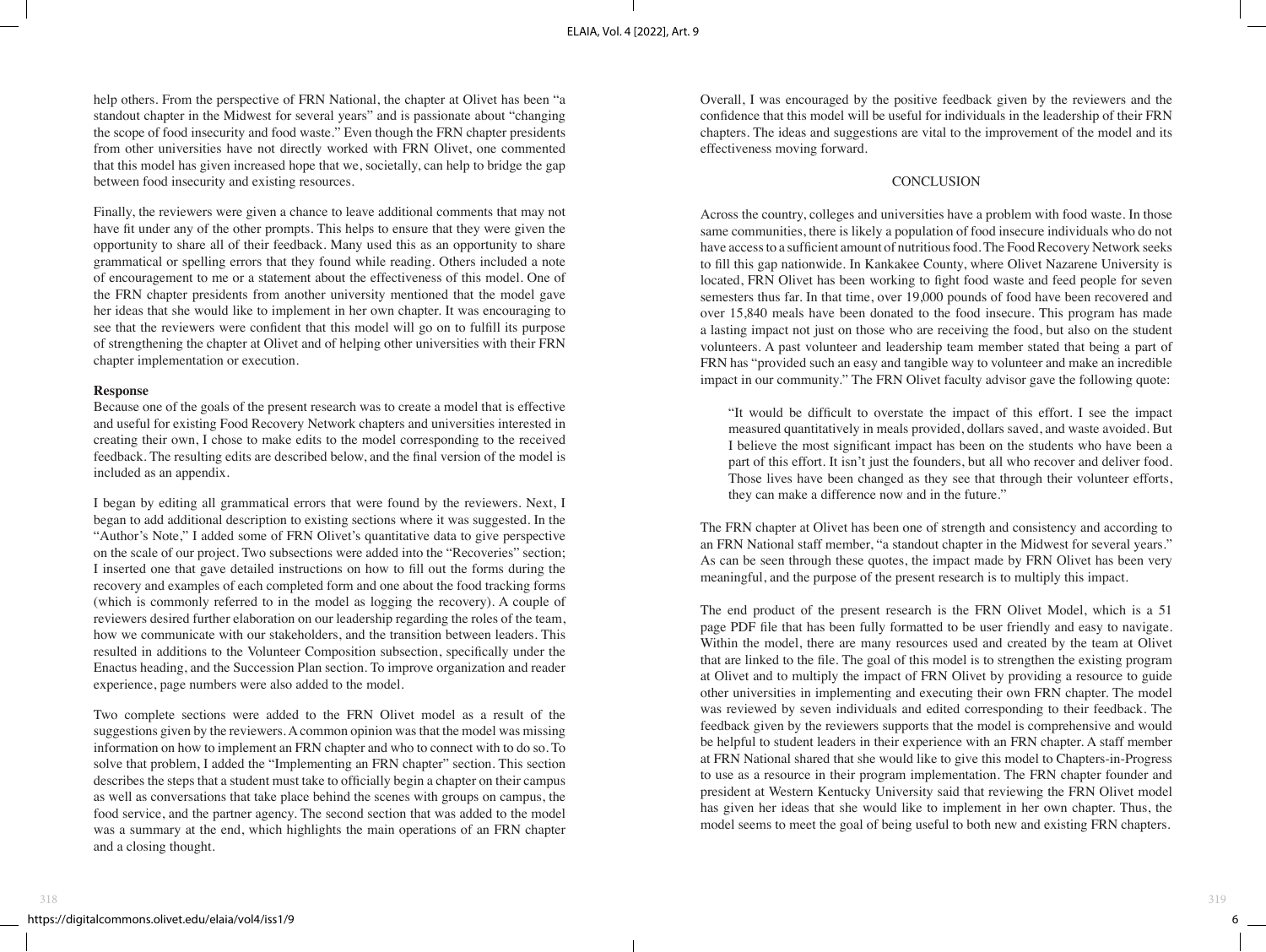help others. From the perspective of FRN National, the chapter at Olivet has been "a standout chapter in the Midwest for several years" and is passionate about "changing the scope of food insecurity and food waste." Even though the FRN chapter presidents from other universities have not directly worked with FRN Olivet, one commented that this model has given increased hope that we, societally, can help to bridge the gap between food insecurity and existing resources.

Finally, the reviewers were given a chance to leave additional comments that may not have fit under any of the other prompts. This helps to ensure that they were given the opportunity to share all of their feedback. Many used this as an opportunity to share grammatical or spelling errors that they found while reading. Others included a note of encouragement to me or a statement about the effectiveness of this model. One of the FRN chapter presidents from another university mentioned that the model gave her ideas that she would like to implement in her own chapter. It was encouraging to see that the reviewers were confident that this model will go on to fulfill its purpose of strengthening the chapter at Olivet and of helping other universities with their FRN chapter implementation or execution.

**Response**

Because one of the goals of the present research was to create a model that is effective and useful for existing Food Recovery Network chapters and universities interested in creating their own, I chose to make edits to the model corresponding to the received feedback. The resulting edits are described below, and the final version of the model is included as an appendix.

I began by editing all grammatical errors that were found by the reviewers. Next, I began to add additional description to existing sections where it was suggested. In the "Author's Note," I added some of FRN Olivet's quantitative data to give perspective on the scale of our project. Two subsections were added into the "Recoveries" section; I inserted one that gave detailed instructions on how to fill out the forms during the recovery and examples of each completed form and one about the food tracking forms (which is commonly referred to in the model as logging the recovery). A couple of reviewers desired further elaboration on our leadership regarding the roles of the team, how we communicate with our stakeholders, and the transition between leaders. This resulted in additions to the Volunteer Composition subsection, specifically under the Enactus heading, and the Succession Plan section. To improve organization and reader experience, page numbers were also added to the model.

Two complete sections were added to the FRN Olivet model as a result of the suggestions given by the reviewers. A common opinion was that the model was missing information on how to implement an FRN chapter and who to connect with to do so. To solve that problem, I added the "Implementing an FRN chapter" section. This section describes the steps that a student must take to officially begin a chapter on their campus as well as conversations that take place behind the scenes with groups on campus, the food service, and the partner agency. The second section that was added to the model was a summary at the end, which highlights the main operations of an FRN chapter and a closing thought.

Overall, I was encouraged by the positive feedback given by the reviewers and the confidence that this model will be useful for individuals in the leadership of their FRN chapters. The ideas and suggestions are vital to the improvement of the model and its effectiveness moving forward.

## CONCLUSION

Across the country, colleges and universities have a problem with food waste. In those same communities, there is likely a population of food insecure individuals who do not have access to a sufficient amount of nutritious food. The Food Recovery Network seeks to fill this gap nationwide. In Kankakee County, where Olivet Nazarene University is located, FRN Olivet has been working to fight food waste and feed people for seven semesters thus far. In that time, over 19,000 pounds of food have been recovered and over 15,840 meals have been donated to the food insecure. This program has made a lasting impact not just on those who are receiving the food, but also on the student volunteers. A past volunteer and leadership team member stated that being a part of FRN has "provided such an easy and tangible way to volunteer and make an incredible impact in our community." The FRN Olivet faculty advisor gave the following quote:

> "It would be difficult to overstate the impact of this effort. I see the impact measured quantitatively in meals provided, dollars saved, and waste avoided. But I believe the most significant impact has been on the students who have been a part of this effort. It isn't just the founders, but all who recover and deliver food. Those lives have been changed as they see that through their volunteer efforts, they can make a difference now and in the future."

The FRN chapter at Olivet has been one of strength and consistency and according to an FRN National staff member, "a standout chapter in the Midwest for several years." As can be seen through these quotes, the impact made by FRN Olivet has been very meaningful, and the purpose of the present research is to multiply this impact.

The end product of the present research is the FRN Olivet Model, which is a 51 page PDF file that has been fully formatted to be user friendly and easy to navigate. Within the model, there are many resources used and created by the team at Olivet that are linked to the file. The goal of this model is to strengthen the existing program at Olivet and to multiply the impact of FRN Olivet by providing a resource to guide other universities in implementing and executing their own FRN chapter. The model was reviewed by seven individuals and edited corresponding to their feedback. The feedback given by the reviewers supports that the model is comprehensive and would be helpful to student leaders in their experience with an FRN chapter. A staff member at FRN National shared that she would like to give this model to Chapters-in-Progress to use as a resource in their program implementation. The FRN chapter founder and president at Western Kentucky University said that reviewing the FRN Olivet model has given her ideas that she would like to implement in her own chapter. Thus, the model seems to meet the goal of being useful to both new and existing FRN chapters.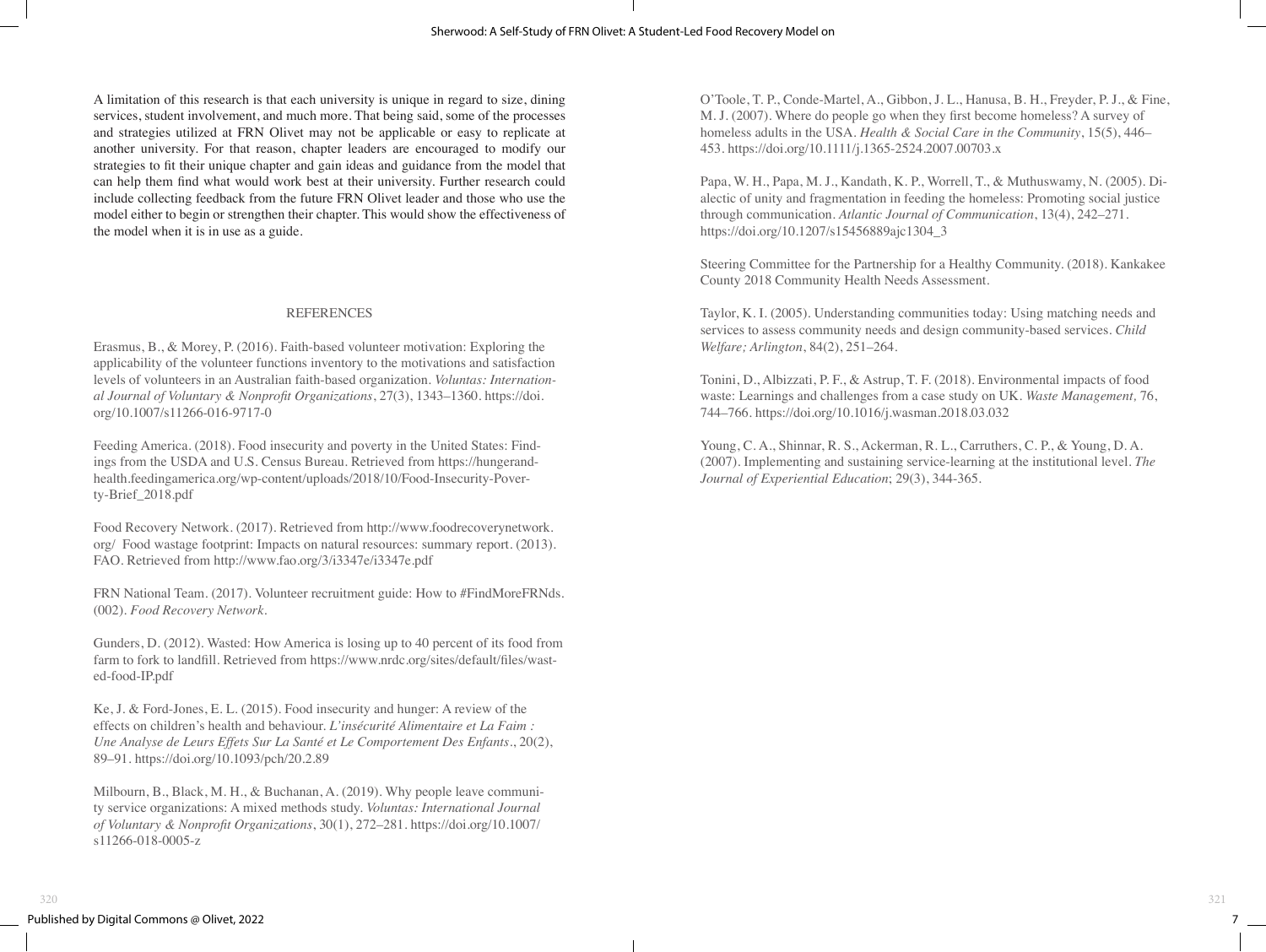A limitation of this research is that each university is unique in regard to size, dining services, student involvement, and much more. That being said, some of the processes and strategies utilized at FRN Olivet may not be applicable or easy to replicate at another university. For that reason, chapter leaders are encouraged to modify our strategies to fit their unique chapter and gain ideas and guidance from the model that can help them find what would work best at their university. Further research could include collecting feedback from the future FRN Olivet leader and those who use the model either to begin or strengthen their chapter. This would show the effectiveness of the model when it is in use as a guide.

## REFERENCES

Erasmus, B., & Morey, P. (2016). Faith-based volunteer motivation: Exploring the applicability of the volunteer functions inventory to the motivations and satisfaction levels of volunteers in an Australian faith-based organization. *Voluntas: International Journal of Voluntary & Nonprofit Organizations*, 27(3), 1343–1360. https://doi.org/10.1007/s11266-016-9717-0

Feeding America. (2018). Food insecurity and poverty in the United States: Findings from the USDA and U.S. Census Bureau. Retrieved from https://hungerandhealth.feedingamerica.org/wp-content/uploads/2018/10/Food-Insecurity-Poverty-Brief_2018.pdf

Food Recovery Network. (2017). Retrieved from http://www.foodrecoverynetwork.org/ Food wastage footprint: Impacts on natural resources: summary report. (2013). FAO. Retrieved from http://www.fao.org/3/i3347e/i3347e.pdf

FRN National Team. (2017). Volunteer recruitment guide: How to #FindMoreFRNds. (002). *Food Recovery Network*.

Gunders, D. (2012). Wasted: How America is losing up to 40 percent of its food from farm to fork to landfill. Retrieved from https://www.nrdc.org/sites/default/files/wasted-food-IP.pdf

Ke, J. & Ford-Jones, E. L. (2015). Food insecurity and hunger: A review of the effects on children's health and behaviour. *L'insécurité Alimentaire et La Faim : Une Analyse de Leurs Effets Sur La Santé et Le Comportement Des Enfants.*, 20(2), 89–91. https://doi.org/10.1093/pch/20.2.89

Milbourn, B., Black, M. H., & Buchanan, A. (2019). Why people leave community service organizations: A mixed methods study. *Voluntas: International Journal of Voluntary & Nonprofit Organizations*, 30(1), 272–281. https://doi.org/10.1007/s11266-018-0005-z

O'Toole, T. P., Conde-Martel, A., Gibbon, J. L., Hanusa, B. H., Freyder, P. J., & Fine, M. J. (2007). Where do people go when they first become homeless? A survey of homeless adults in the USA. *Health & Social Care in the Community*, 15(5), 446–453. https://doi.org/10.1111/j.1365-2524.2007.00703.x

Papa, W. H., Papa, M. J., Kandath, K. P., Worrell, T., & Muthuswamy, N. (2005). Dialectic of unity and fragmentation in feeding the homeless: Promoting social justice through communication. *Atlantic Journal of Communication*, 13(4), 242–271. https://doi.org/10.1207/s15456889ajc1304_3

Steering Committee for the Partnership for a Healthy Community. (2018). Kankakee County 2018 Community Health Needs Assessment.

Taylor, K. I. (2005). Understanding communities today: Using matching needs and services to assess community needs and design community-based services. *Child Welfare; Arlington*, 84(2), 251–264.

Tonini, D., Albizzati, P. F., & Astrup, T. F. (2018). Environmental impacts of food waste: Learnings and challenges from a case study on UK. *Waste Management,* 76, 744–766. https://doi.org/10.1016/j.wasman.2018.03.032

Young, C. A., Shinnar, R. S., Ackerman, R. L., Carruthers, C. P., & Young, D. A. (2007). Implementing and sustaining service-learning at the institutional level. *The Journal of Experiential Education*; 29(3), 344-365.